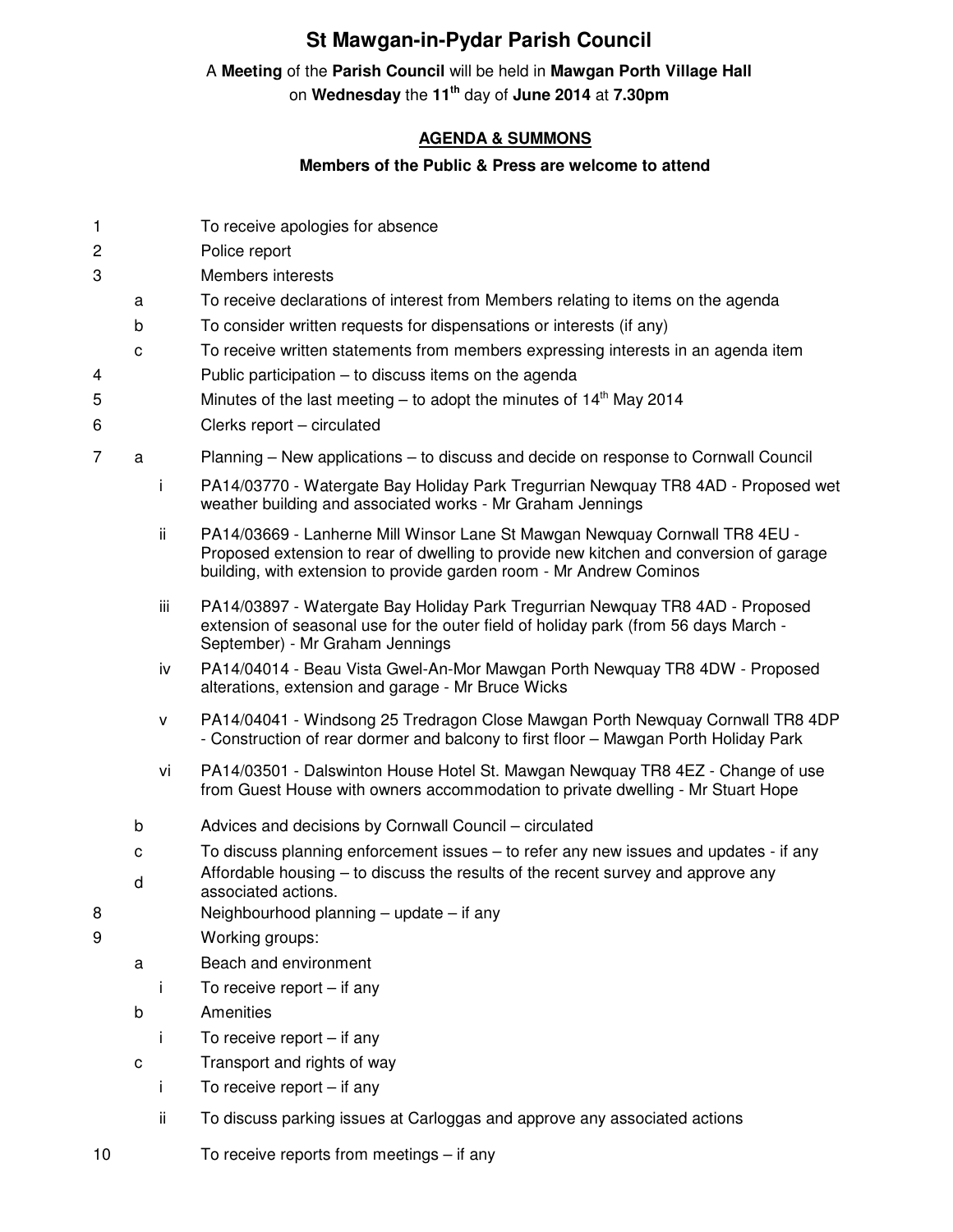# St Mawgan-in-Pydar Parish Council

A **Meeting** of the **Parish Council** will be held in **Mawgan Porth Village Hall** on **Wednesday** the **11th** day of **June 2014** at **7.30pm**

**AGENDA & SUMMONS**

**Members of the Public & Press are welcome to attend**

1. To receive apologies for absence
2. Police report
3. Members interests
   - a. To receive declarations of interest from Members relating to items on the agenda
   - b. To consider written requests for dispensations or interests (if any)
   - c. To receive written statements from members expressing interests in an agenda item
4. Public participation – to discuss items on the agenda
5. Minutes of the last meeting – to adopt the minutes of 14th May 2014
6. Clerks report – circulated
7. 
   - a. Planning – New applications – to discuss and decide on response to Cornwall Council
     - i. PA14/03770 - Watergate Bay Holiday Park Tregurrian Newquay TR8 4AD - Proposed wet weather building and associated works - Mr Graham Jennings
     - ii. PA14/03669 - Lanherne Mill Winsor Lane St Mawgan Newquay Cornwall TR8 4EU - Proposed extension to rear of dwelling to provide new kitchen and conversion of garage building, with extension to provide garden room - Mr Andrew Cominos
     - iii. PA14/03897 - Watergate Bay Holiday Park Tregurrian Newquay TR8 4AD - Proposed extension of seasonal use for the outer field of holiday park (from 56 days March - September) - Mr Graham Jennings
     - iv. PA14/04014 - Beau Vista Gwel-An-Mor Mawgan Porth Newquay TR8 4DW - Proposed alterations, extension and garage - Mr Bruce Wicks
     - v. PA14/04041 - Windsong 25 Tredragon Close Mawgan Porth Newquay Cornwall TR8 4DP - Construction of rear dormer and balcony to first floor – Mawgan Porth Holiday Park
     - vi. PA14/03501 - Dalswinton House Hotel St. Mawgan Newquay TR8 4EZ - Change of use from Guest House with owners accommodation to private dwelling - Mr Stuart Hope
   - b. Advices and decisions by Cornwall Council – circulated
   - c. To discuss planning enforcement issues – to refer any new issues and updates - if any
   - d. Affordable housing – to discuss the results of the recent survey and approve any associated actions.
8. Neighbourhood planning – update – if any
9. Working groups:
   - a. Beach and environment
     - i. To receive report – if any
   - b. Amenities
     - i. To receive report – if any
   - c. Transport and rights of way
     - i. To receive report – if any
     - ii. To discuss parking issues at Carloggas and approve any associated actions
10. To receive reports from meetings – if any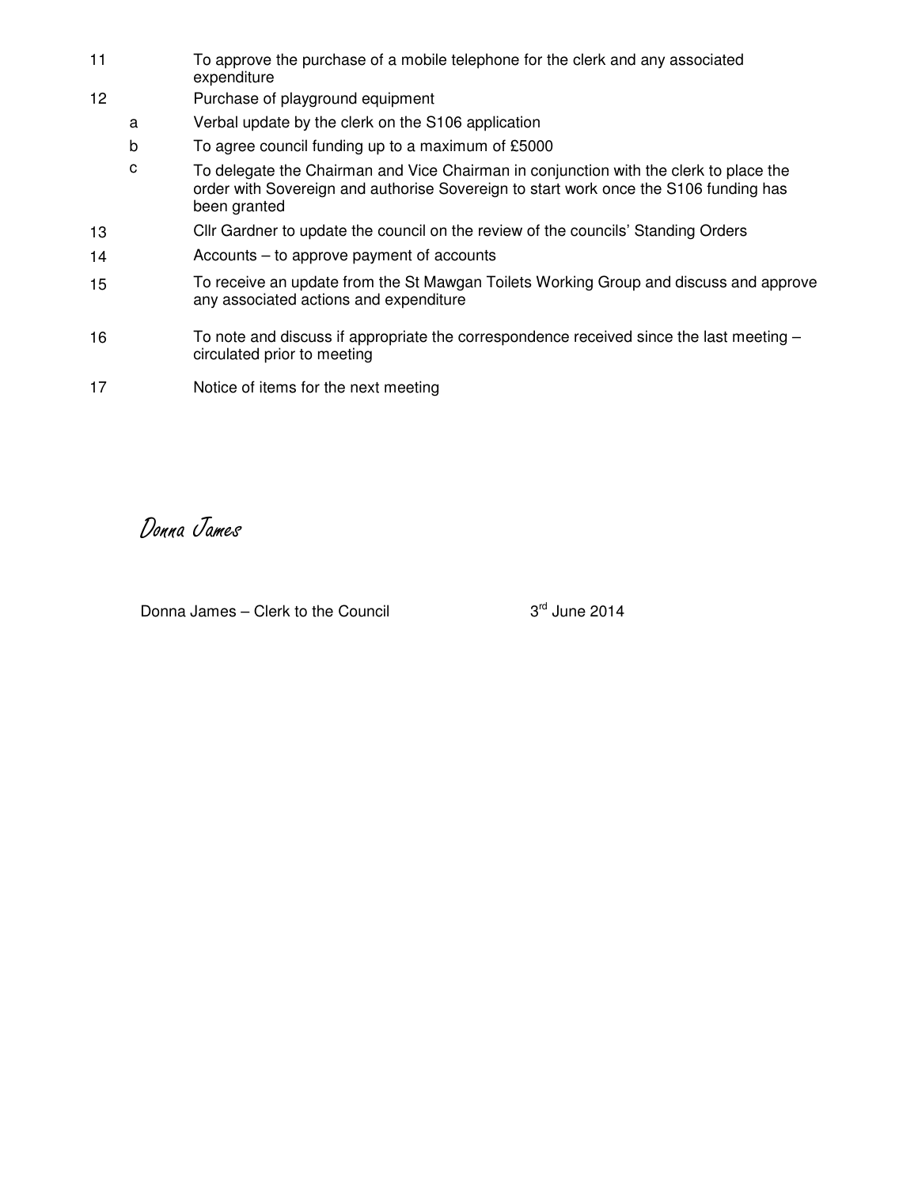11 To approve the purchase of a mobile telephone for the clerk and any associated expenditure

12 Purchase of playground equipment

- a Verbal update by the clerk on the S106 application
- b To agree council funding up to a maximum of £5000
- c To delegate the Chairman and Vice Chairman in conjunction with the clerk to place the order with Sovereign and authorise Sovereign to start work once the S106 funding has been granted

13 Cllr Gardner to update the council on the review of the councils' Standing Orders

14 Accounts – to approve payment of accounts

15 To receive an update from the St Mawgan Toilets Working Group and discuss and approve any associated actions and expenditure

16 To note and discuss if appropriate the correspondence received since the last meeting – circulated prior to meeting

17 Notice of items for the next meeting

*Donna James*

Donna James – Clerk to the Council 3rd June 2014